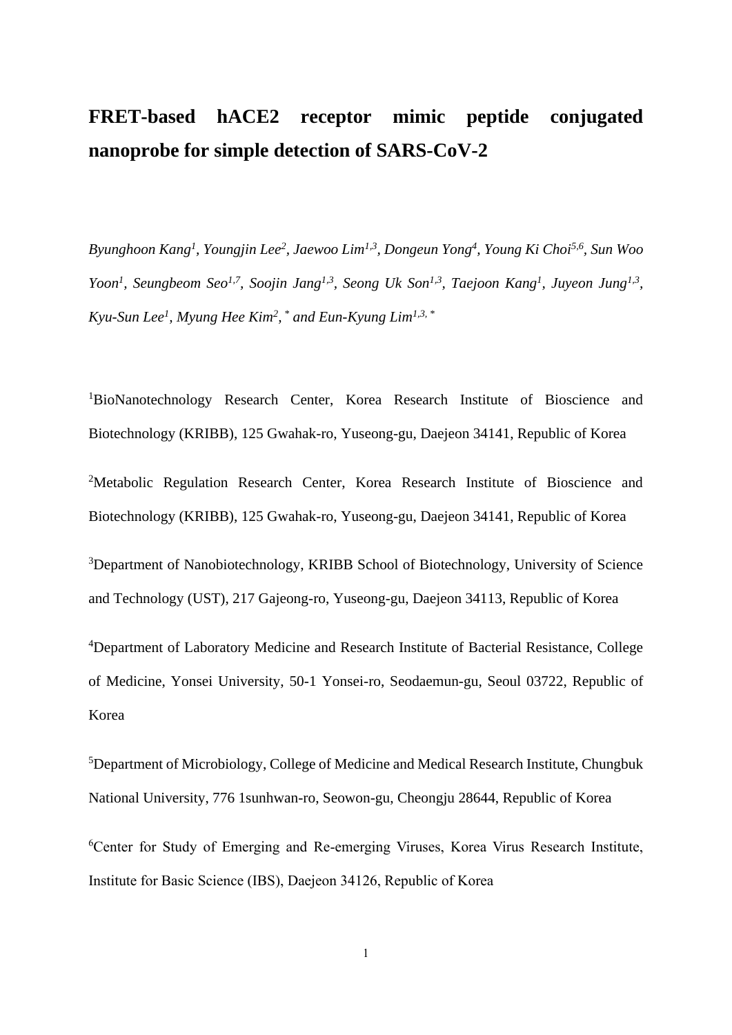# FRET-based hACE2 receptor mimic peptide conjugated nanoprobe for simple detection of SARS-CoV-2

*Byunghoon Kang[1], Youngjin Lee[2], Jaewoo Lim[1,3], Dongeun Yong[4], Young Ki Choi[5,6], Sun Woo Yoon[1], Seungbeom Seo[1,7], Soojin Jang[1,3], Seong Uk Son[1,3], Taejoon Kang[1], Juyeon Jung[1,3], Kyu-Sun Lee[1], Myung Hee Kim[2,*] and Eun-Kyung Lim[1,3,*]*

[1]BioNanotechnology Research Center, Korea Research Institute of Bioscience and Biotechnology (KRIBB), 125 Gwahak-ro, Yuseong-gu, Daejeon 34141, Republic of Korea

[2]Metabolic Regulation Research Center, Korea Research Institute of Bioscience and Biotechnology (KRIBB), 125 Gwahak-ro, Yuseong-gu, Daejeon 34141, Republic of Korea

[3]Department of Nanobiotechnology, KRIBB School of Biotechnology, University of Science and Technology (UST), 217 Gajeong-ro, Yuseong-gu, Daejeon 34113, Republic of Korea

[4]Department of Laboratory Medicine and Research Institute of Bacterial Resistance, College of Medicine, Yonsei University, 50-1 Yonsei-ro, Seodaemun-gu, Seoul 03722, Republic of Korea

[5]Department of Microbiology, College of Medicine and Medical Research Institute, Chungbuk National University, 776 1sunhwan-ro, Seowon-gu, Cheongju 28644, Republic of Korea

[6]Center for Study of Emerging and Re-emerging Viruses, Korea Virus Research Institute, Institute for Basic Science (IBS), Daejeon 34126, Republic of Korea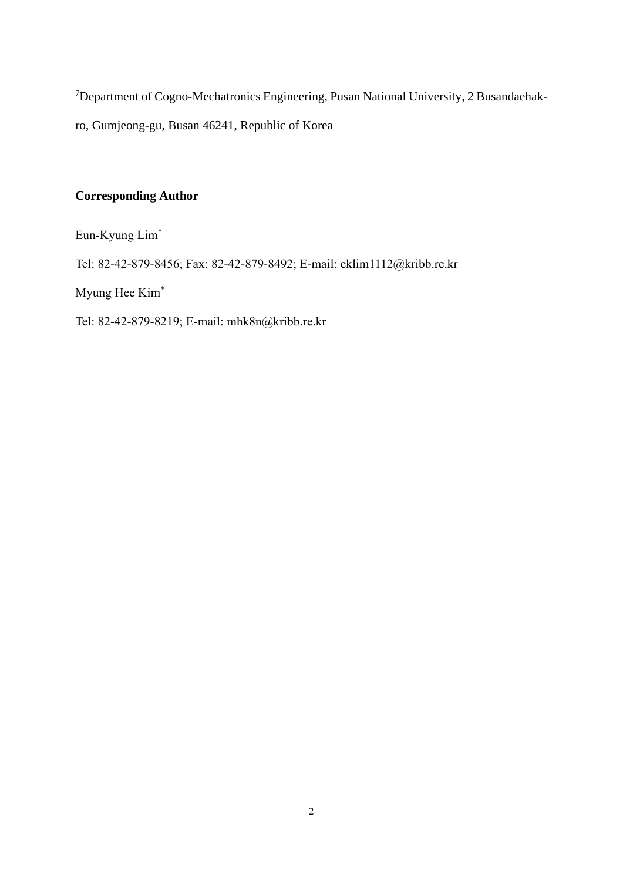[7]Department of Cogno-Mechatronics Engineering, Pusan National University, 2 Busandaehak-ro, Gumjeong-gu, Busan 46241, Republic of Korea

**Corresponding Author**

Eun-Kyung Lim*

Tel: 82-42-879-8456; Fax: 82-42-879-8492; E-mail: eklim1112@kribb.re.kr

Myung Hee Kim*

Tel: 82-42-879-8219; E-mail: mhk8n@kribb.re.kr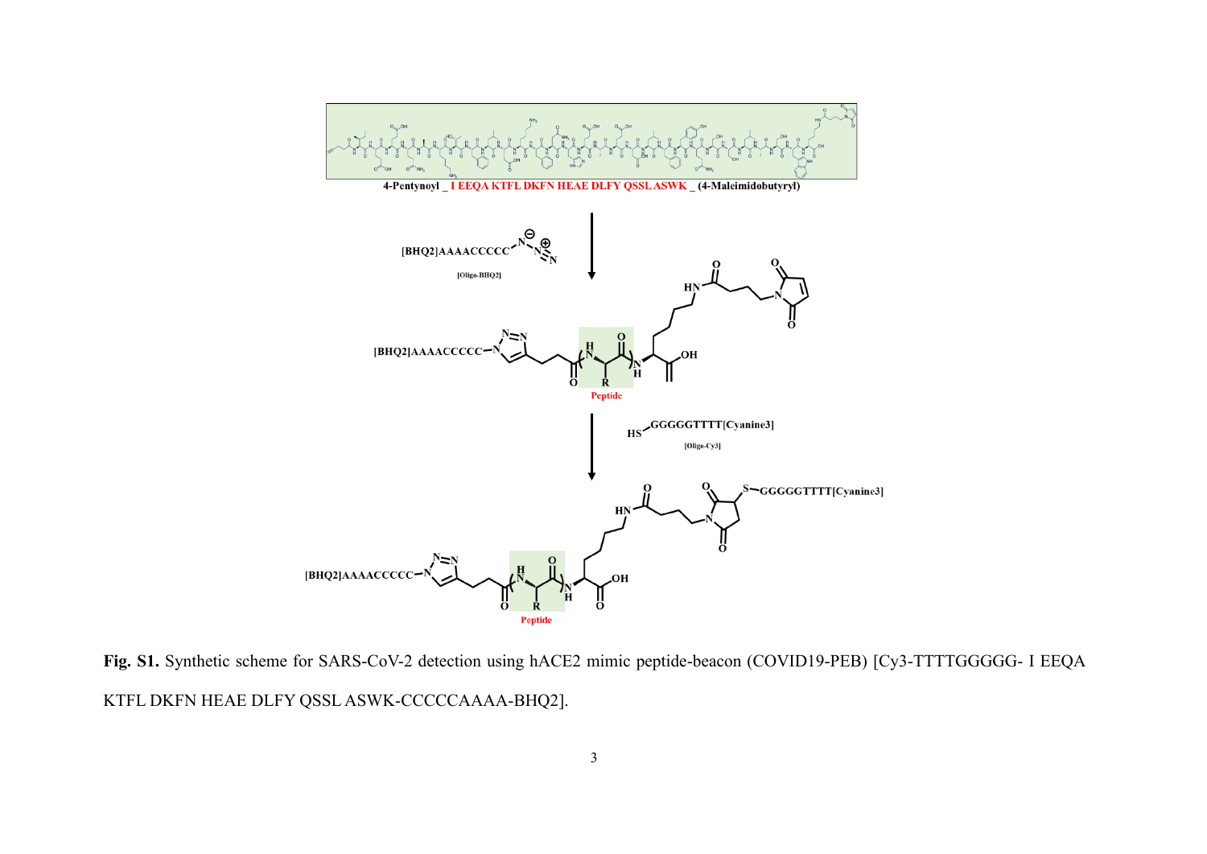4-Pentynoyl _ I EEQA KTFL DKFN HEAE DLFY QSSL ASWK _ (4-Maleimidobutyryl)

[BHQ2]AAAACCCCC

[Oligo-BHQ2]

[BHQ2]AAAACCCCC

Peptide

HS GGGGGTTTT[Cyanine3]

[Oligo-Cy3]

S—GGGGGTTTT[Cyanine3]

[BHQ2]AAAACCCCC

Peptide

**Fig. S1.** Synthetic scheme for SARS-CoV-2 detection using hACE2 mimic peptide-beacon (COVID19-PEB) [Cy3-TTTTGGGGG- I EEQA KTFL DKFN HEAE DLFY QSSL ASWK-CCCCCAAAA-BHQ2].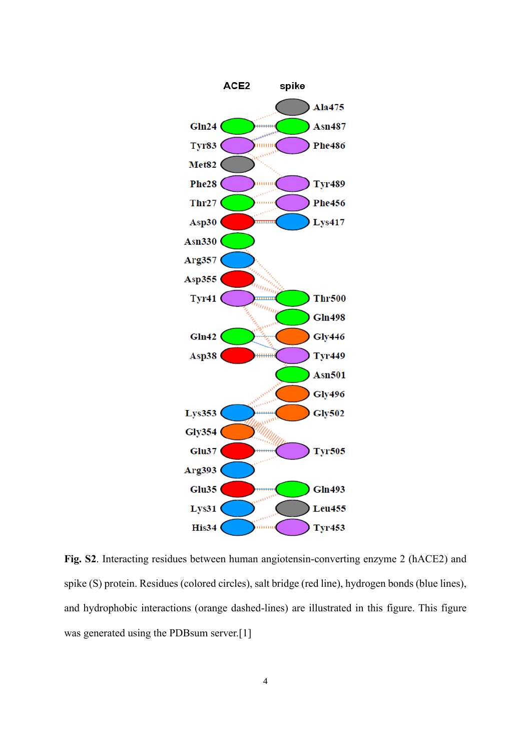**Fig. S2**. Interacting residues between human angiotensin-converting enzyme 2 (hACE2) and spike (S) protein. Residues (colored circles), salt bridge (red line), hydrogen bonds (blue lines), and hydrophobic interactions (orange dashed-lines) are illustrated in this figure. This figure was generated using the PDBsum server.[1]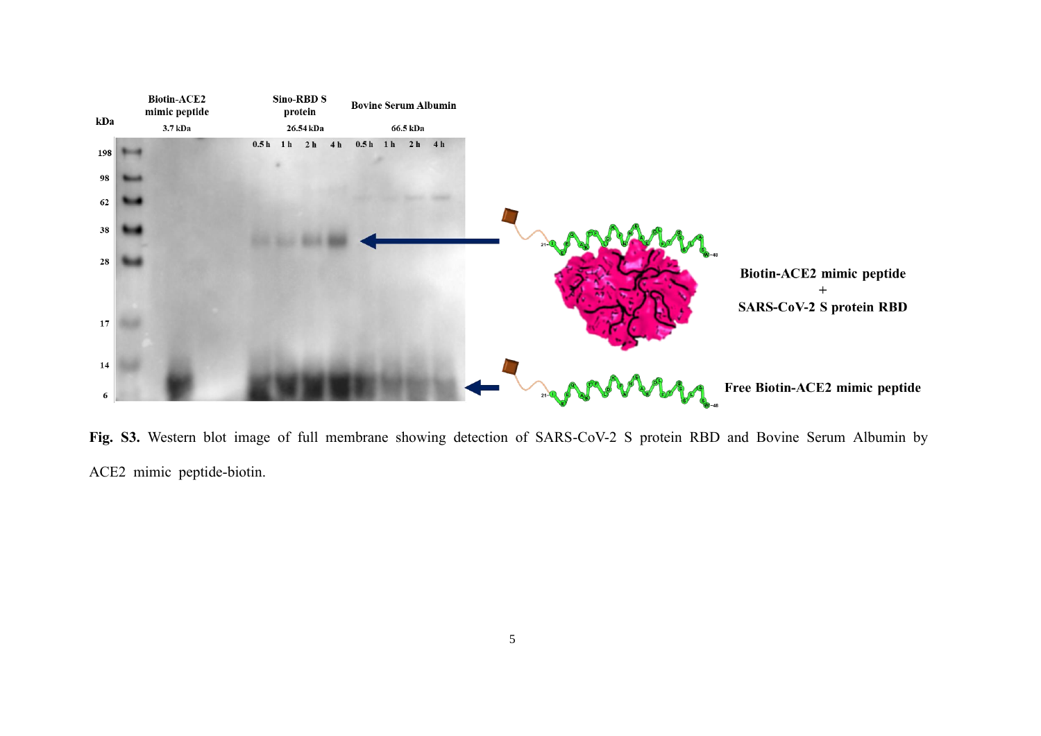**Fig. S3.** Western blot image of full membrane showing detection of SARS-CoV-2 S protein RBD and Bovine Serum Albumin by ACE2 mimic peptide-biotin.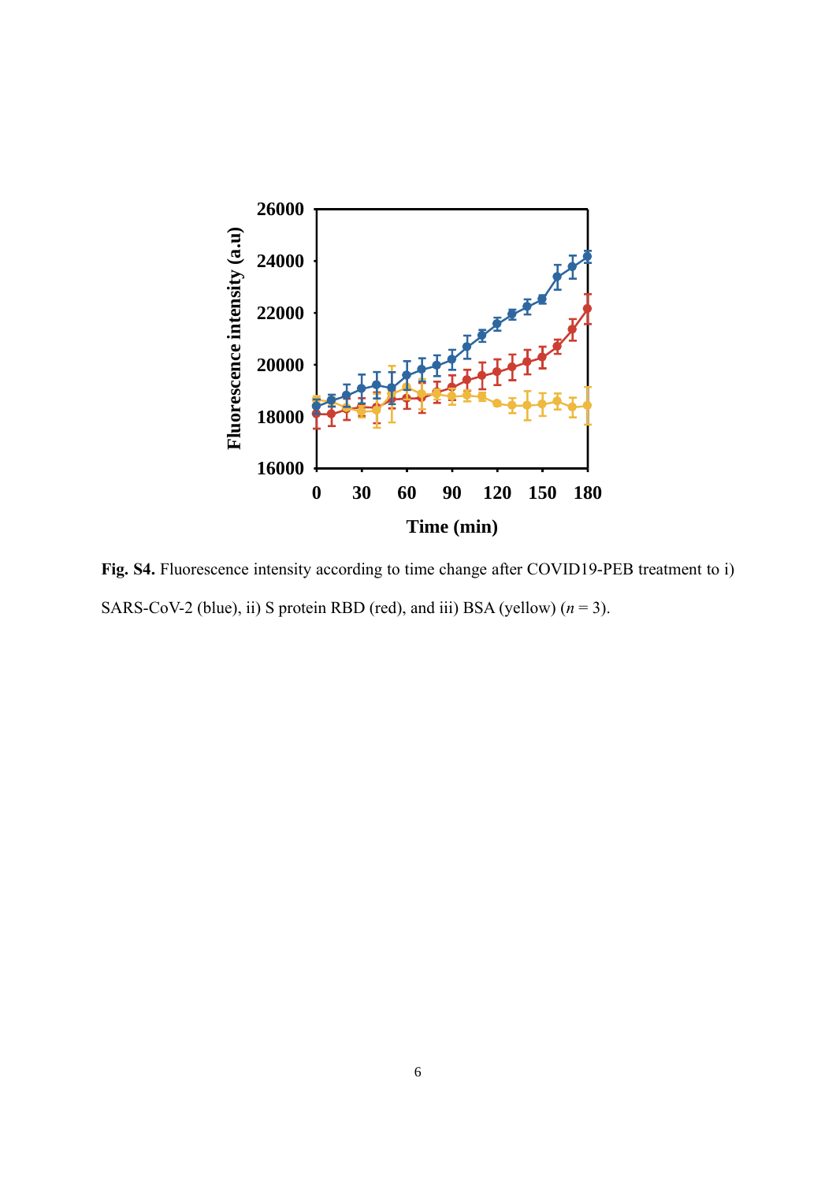**Fig. S4.** Fluorescence intensity according to time change after COVID19-PEB treatment to i) SARS-CoV-2 (blue), ii) S protein RBD (red), and iii) BSA (yellow) ($n$ = 3).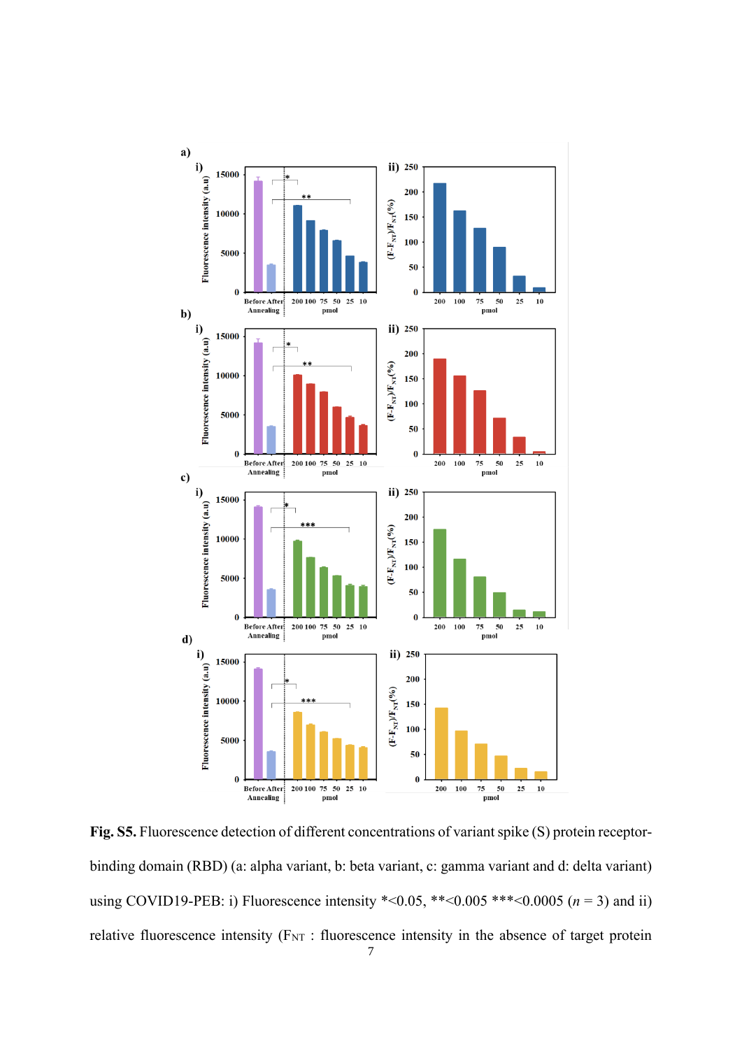**Fig. S5.** Fluorescence detection of different concentrations of variant spike (S) protein receptor-binding domain (RBD) (a: alpha variant, b: beta variant, c: gamma variant and d: delta variant) using COVID19-PEB: i) Fluorescence intensity *<0.05, **<0.005 ***<0.0005 ($n$ = 3) and ii) relative fluorescence intensity ($F_{NT}$ : fluorescence intensity in the absence of target protein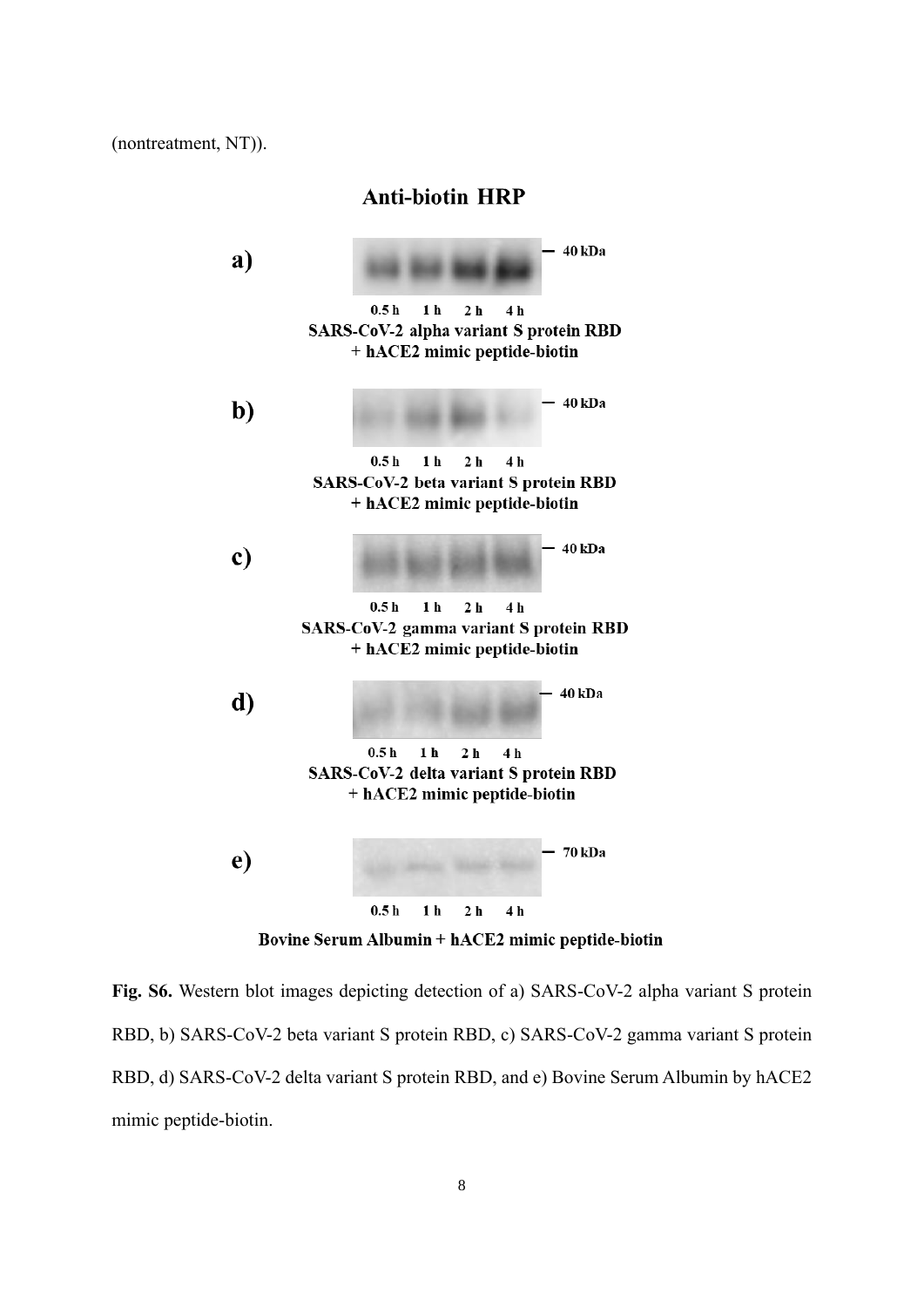(nontreatment, NT)).

**Fig. S6.** Western blot images depicting detection of a) SARS-CoV-2 alpha variant S protein RBD, b) SARS-CoV-2 beta variant S protein RBD, c) SARS-CoV-2 gamma variant S protein RBD, d) SARS-CoV-2 delta variant S protein RBD, and e) Bovine Serum Albumin by hACE2 mimic peptide-biotin.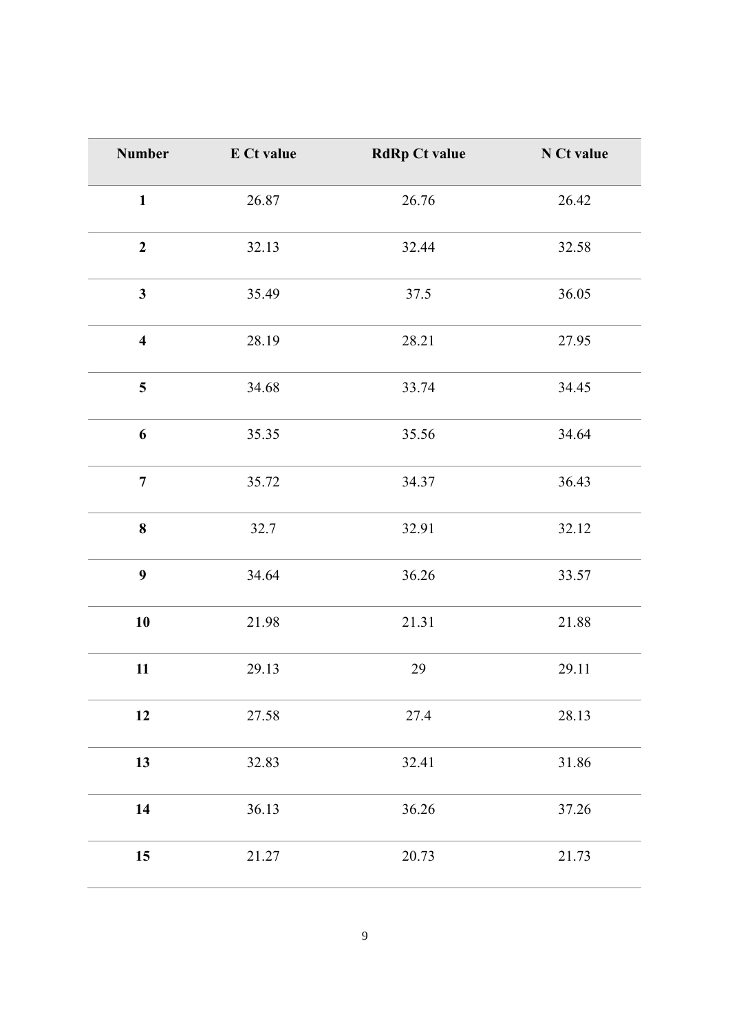| Number | E Ct value | RdRp Ct value | N Ct value |
|---|---|---|---|
| **1** | 26.87 | 26.76 | 26.42 |
| **2** | 32.13 | 32.44 | 32.58 |
| **3** | 35.49 | 37.5 | 36.05 |
| **4** | 28.19 | 28.21 | 27.95 |
| **5** | 34.68 | 33.74 | 34.45 |
| **6** | 35.35 | 35.56 | 34.64 |
| **7** | 35.72 | 34.37 | 36.43 |
| **8** | 32.7 | 32.91 | 32.12 |
| **9** | 34.64 | 36.26 | 33.57 |
| **10** | 21.98 | 21.31 | 21.88 |
| **11** | 29.13 | 29 | 29.11 |
| **12** | 27.58 | 27.4 | 28.13 |
| **13** | 32.83 | 32.41 | 31.86 |
| **14** | 36.13 | 36.26 | 37.26 |
| **15** | 21.27 | 20.73 | 21.73 |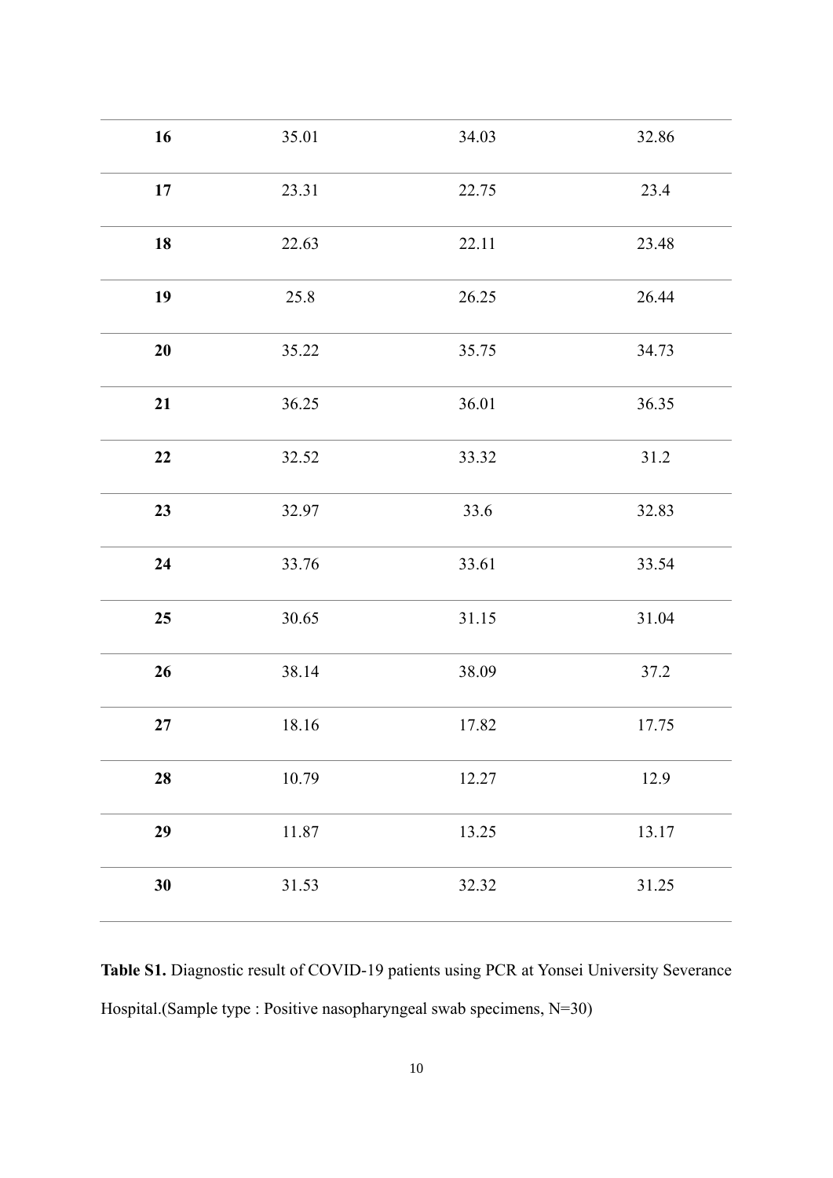| | | | |
|---|---|---|---|
| **16** | 35.01 | 34.03 | 32.86 |
| **17** | 23.31 | 22.75 | 23.4 |
| **18** | 22.63 | 22.11 | 23.48 |
| **19** | 25.8 | 26.25 | 26.44 |
| **20** | 35.22 | 35.75 | 34.73 |
| **21** | 36.25 | 36.01 | 36.35 |
| **22** | 32.52 | 33.32 | 31.2 |
| **23** | 32.97 | 33.6 | 32.83 |
| **24** | 33.76 | 33.61 | 33.54 |
| **25** | 30.65 | 31.15 | 31.04 |
| **26** | 38.14 | 38.09 | 37.2 |
| **27** | 18.16 | 17.82 | 17.75 |
| **28** | 10.79 | 12.27 | 12.9 |
| **29** | 11.87 | 13.25 | 13.17 |
| **30** | 31.53 | 32.32 | 31.25 |

**Table S1.** Diagnostic result of COVID-19 patients using PCR at Yonsei University Severance Hospital.(Sample type : Positive nasopharyngeal swab specimens, N=30)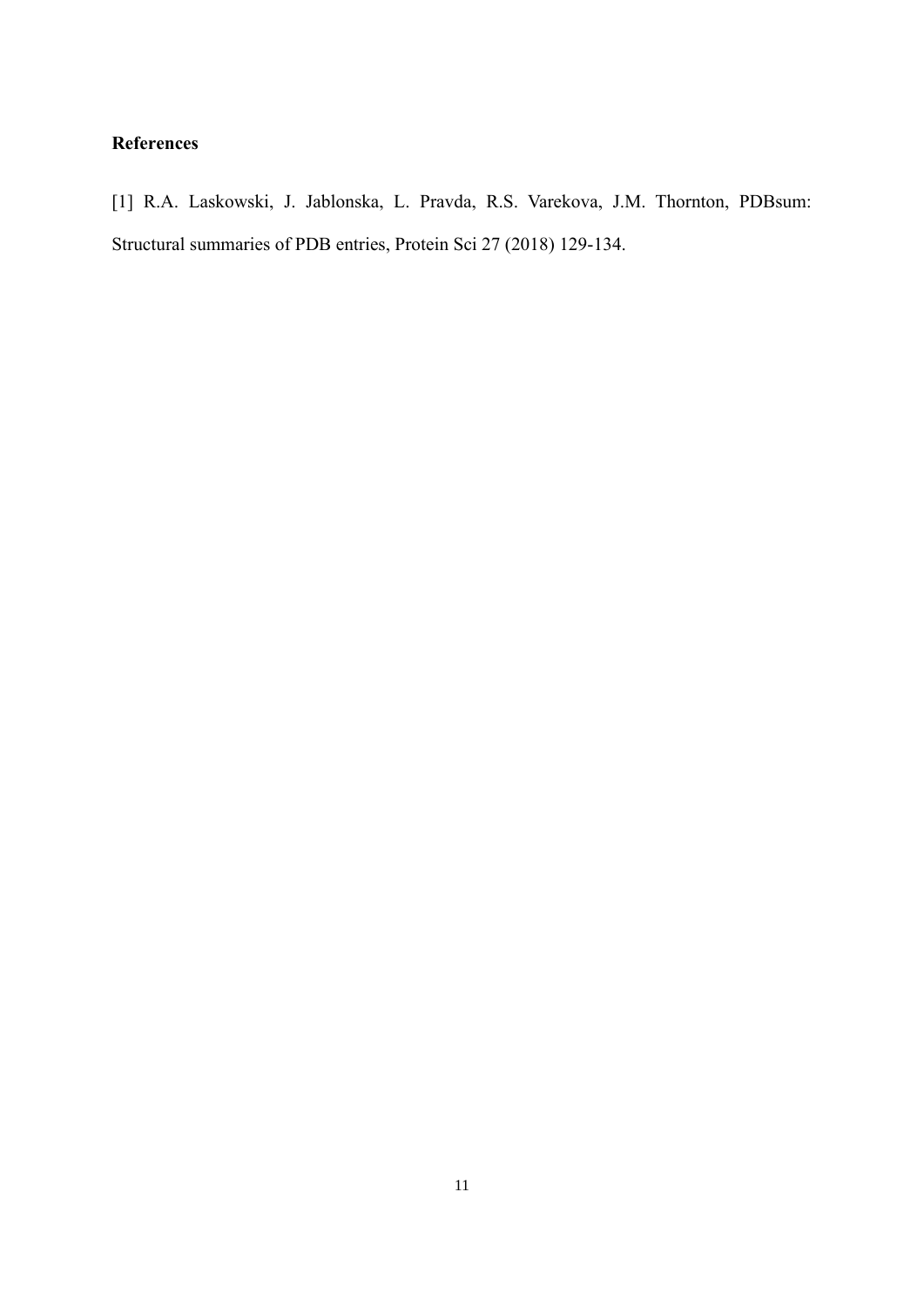**References**

[1] R.A. Laskowski, J. Jablonska, L. Pravda, R.S. Varekova, J.M. Thornton, PDBsum: Structural summaries of PDB entries, Protein Sci 27 (2018) 129-134.